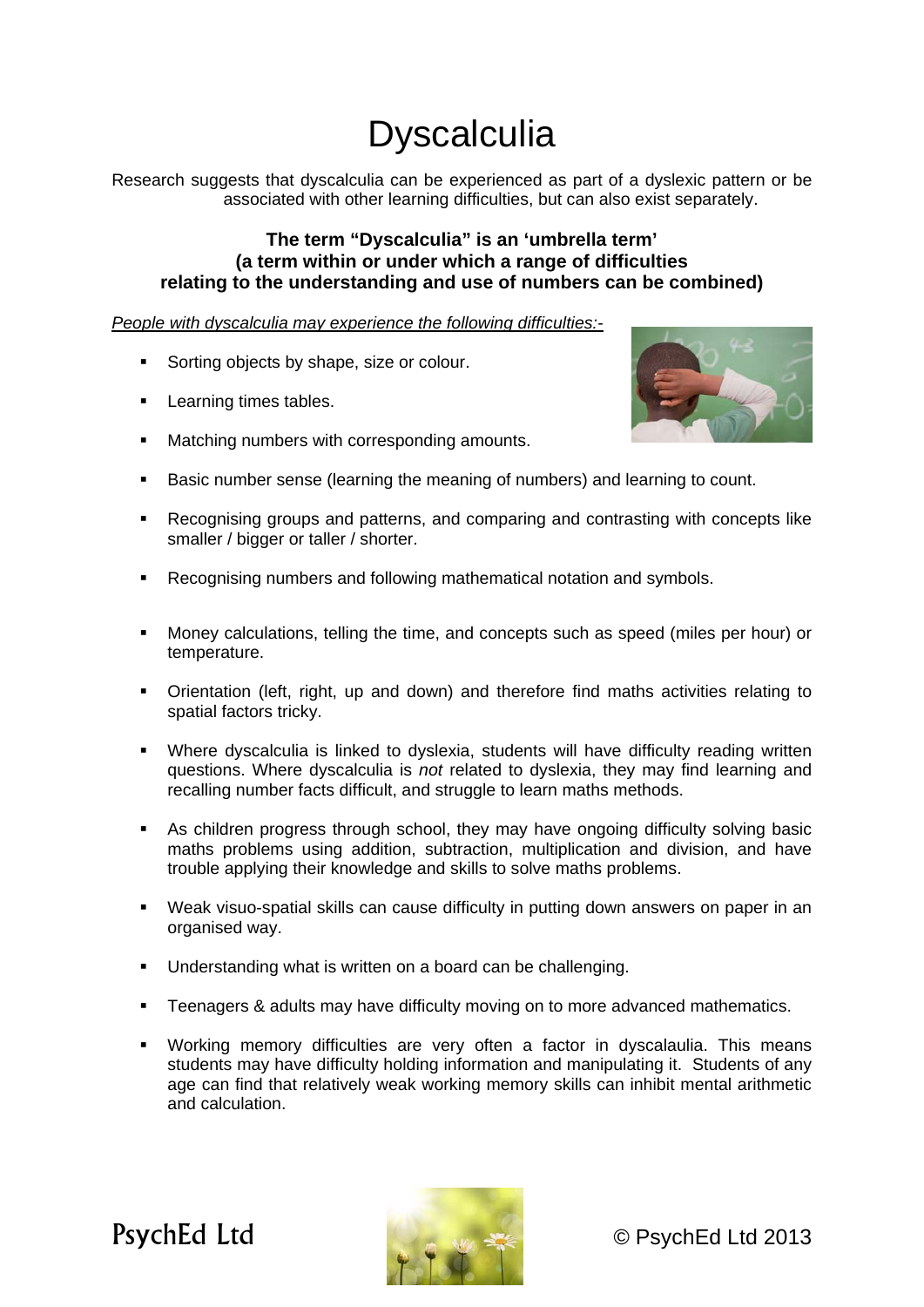# Dyscalculia

Research suggests that dyscalculia can be experienced as part of a dyslexic pattern or be associated with other learning difficulties, but can also exist separately.

**The term "Dyscalculia" is an 'umbrella term'**
**(a term within or under which a range of difficulties relating to the understanding and use of numbers can be combined)**

*People with dyscalculia may experience the following difficulties:-*

- Sorting objects by shape, size or colour.
- Learning times tables.
- Matching numbers with corresponding amounts.
- Basic number sense (learning the meaning of numbers) and learning to count.
- Recognising groups and patterns, and comparing and contrasting with concepts like smaller / bigger or taller / shorter.
- Recognising numbers and following mathematical notation and symbols.
- Money calculations, telling the time, and concepts such as speed (miles per hour) or temperature.
- Orientation (left, right, up and down) and therefore find maths activities relating to spatial factors tricky.
- Where dyscalculia is linked to dyslexia, students will have difficulty reading written questions. Where dyscalculia is *not* related to dyslexia, they may find learning and recalling number facts difficult, and struggle to learn maths methods.
- As children progress through school, they may have ongoing difficulty solving basic maths problems using addition, subtraction, multiplication and division, and have trouble applying their knowledge and skills to solve maths problems.
- Weak visuo-spatial skills can cause difficulty in putting down answers on paper in an organised way.
- Understanding what is written on a board can be challenging.
- Teenagers & adults may have difficulty moving on to more advanced mathematics.
- Working memory difficulties are very often a factor in dyscalaulia. This means students may have difficulty holding information and manipulating it. Students of any age can find that relatively weak working memory skills can inhibit mental arithmetic and calculation.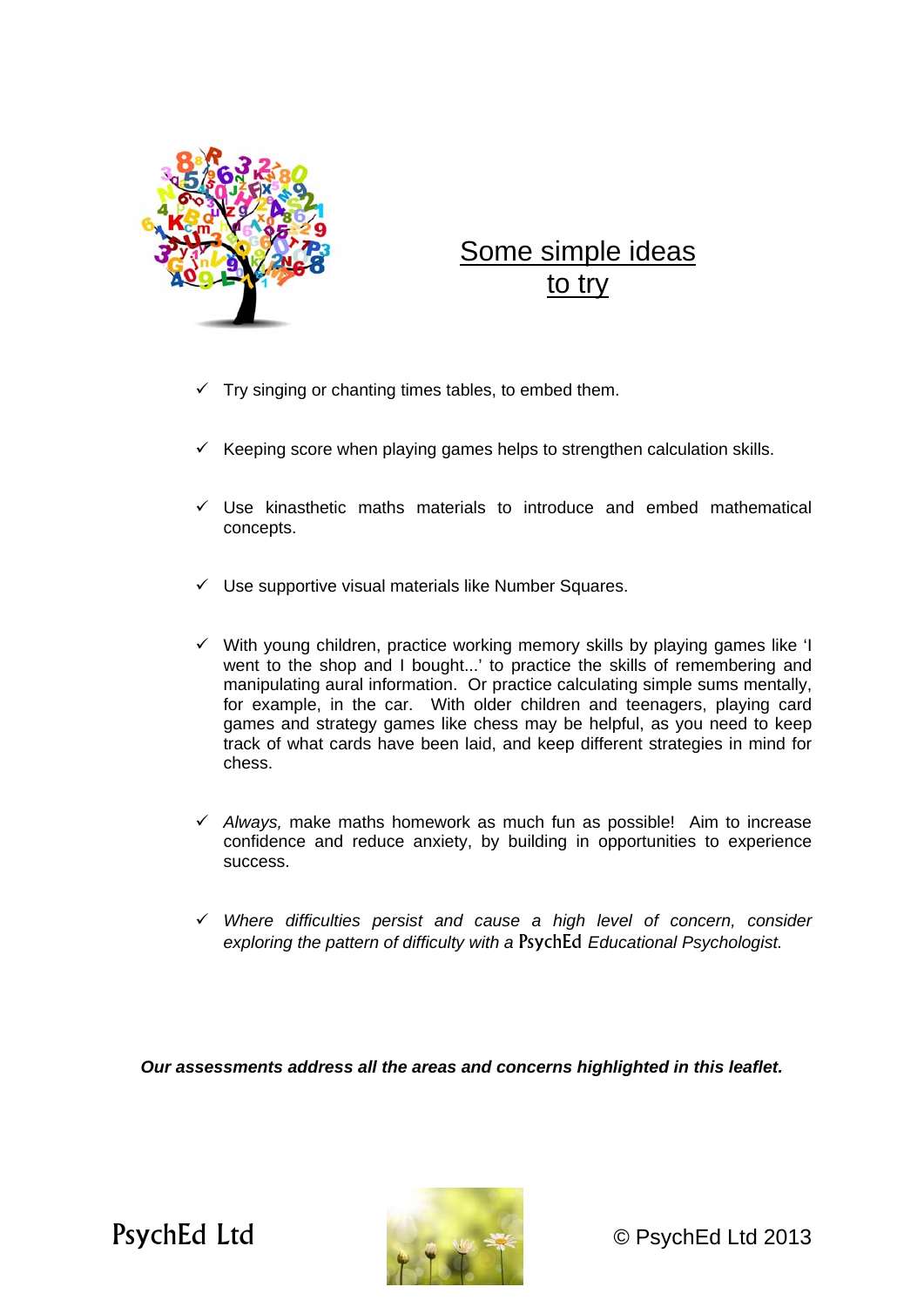## Some simple ideas to try

- ✓ Try singing or chanting times tables, to embed them.
- ✓ Keeping score when playing games helps to strengthen calculation skills.
- ✓ Use kinasthetic maths materials to introduce and embed mathematical concepts.
- ✓ Use supportive visual materials like Number Squares.
- ✓ With young children, practice working memory skills by playing games like 'I went to the shop and I bought...' to practice the skills of remembering and manipulating aural information. Or practice calculating simple sums mentally, for example, in the car. With older children and teenagers, playing card games and strategy games like chess may be helpful, as you need to keep track of what cards have been laid, and keep different strategies in mind for chess.
- ✓ *Always,* make maths homework as much fun as possible! Aim to increase confidence and reduce anxiety, by building in opportunities to experience success.
- ✓ *Where difficulties persist and cause a high level of concern, consider exploring the pattern of difficulty with a* PsychEd *Educational Psychologist.*

***Our assessments address all the areas and concerns highlighted in this leaflet.***

PsychEd Ltd

© PsychEd Ltd 2013